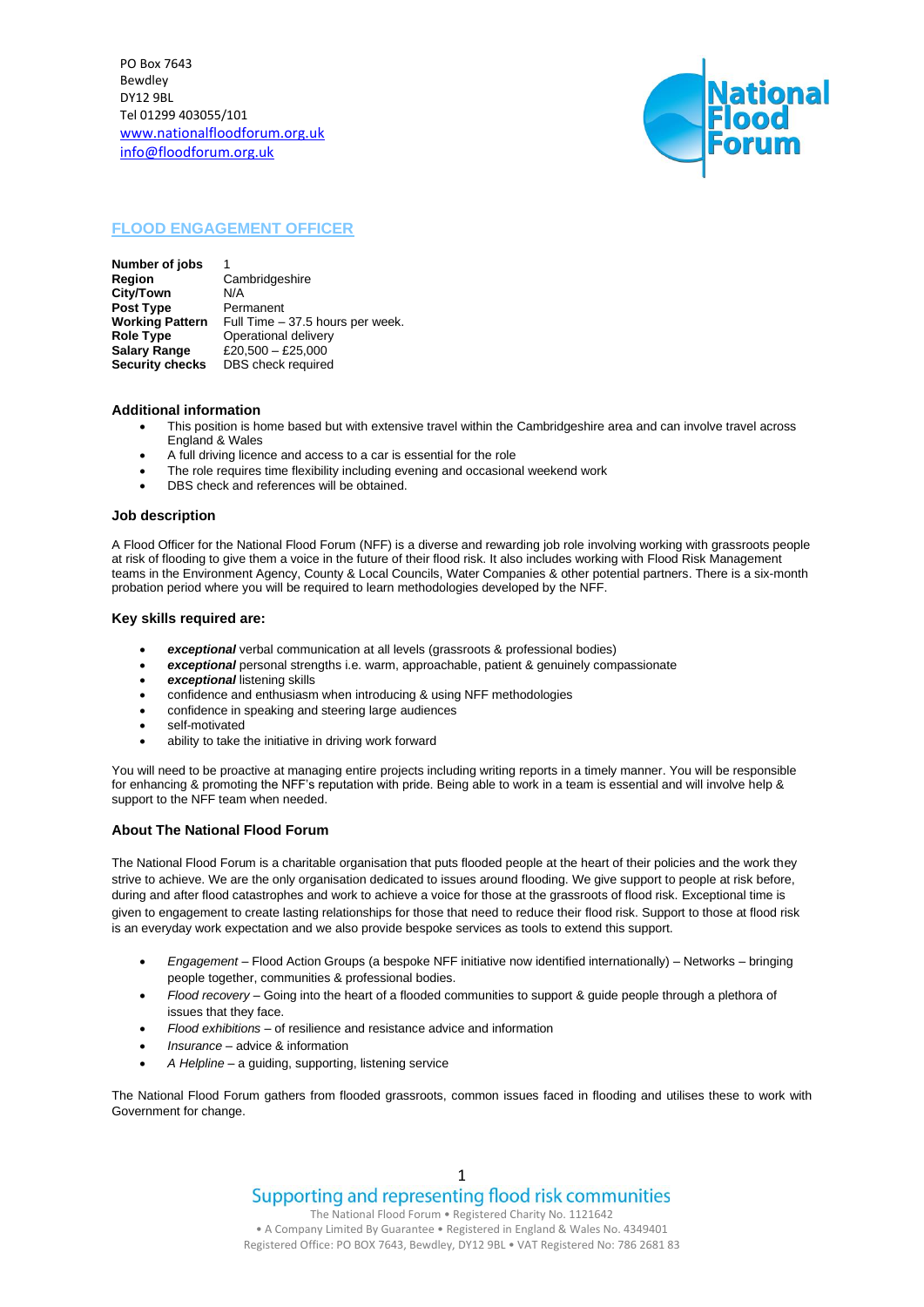PO Box 7643
Bewdley
DY12 9BL
Tel 01299 403055/101
www.nationalfloodforum.org.uk
info@floodforum.org.uk

# FLOOD ENGAGEMENT OFFICER

| | |
|---|---|
| **Number of jobs** | 1 |
| **Region** | Cambridgeshire |
| **City/Town** | N/A |
| **Post Type** | Permanent |
| **Working Pattern** | Full Time – 37.5 hours per week. |
| **Role Type** | Operational delivery |
| **Salary Range** | £20,500 – £25,000 |
| **Security checks** | DBS check required |

### Additional information

- This position is home based but with extensive travel within the Cambridgeshire area and can involve travel across England & Wales
- A full driving licence and access to a car is essential for the role
- The role requires time flexibility including evening and occasional weekend work
- DBS check and references will be obtained.

### Job description

A Flood Officer for the National Flood Forum (NFF) is a diverse and rewarding job role involving working with grassroots people at risk of flooding to give them a voice in the future of their flood risk. It also includes working with Flood Risk Management teams in the Environment Agency, County & Local Councils, Water Companies & other potential partners. There is a six-month probation period where you will be required to learn methodologies developed by the NFF.

### Key skills required are:

- ***exceptional*** verbal communication at all levels (grassroots & professional bodies)
- ***exceptional*** personal strengths i.e. warm, approachable, patient & genuinely compassionate
- ***exceptional*** listening skills
- confidence and enthusiasm when introducing & using NFF methodologies
- confidence in speaking and steering large audiences
- self-motivated
- ability to take the initiative in driving work forward

You will need to be proactive at managing entire projects including writing reports in a timely manner. You will be responsible for enhancing & promoting the NFF's reputation with pride. Being able to work in a team is essential and will involve help & support to the NFF team when needed.

### About The National Flood Forum

The National Flood Forum is a charitable organisation that puts flooded people at the heart of their policies and the work they strive to achieve. We are the only organisation dedicated to issues around flooding. We give support to people at risk before, during and after flood catastrophes and work to achieve a voice for those at the grassroots of flood risk. Exceptional time is given to engagement to create lasting relationships for those that need to reduce their flood risk. Support to those at flood risk is an everyday work expectation and we also provide bespoke services as tools to extend this support.

- *Engagement* – Flood Action Groups (a bespoke NFF initiative now identified internationally) – Networks – bringing people together, communities & professional bodies.
- *Flood recovery* – Going into the heart of a flooded communities to support & guide people through a plethora of issues that they face.
- *Flood exhibitions* – of resilience and resistance advice and information
- *Insurance* – advice & information
- *A Helpline* – a guiding, supporting, listening service

The National Flood Forum gathers from flooded grassroots, common issues faced in flooding and utilises these to work with Government for change.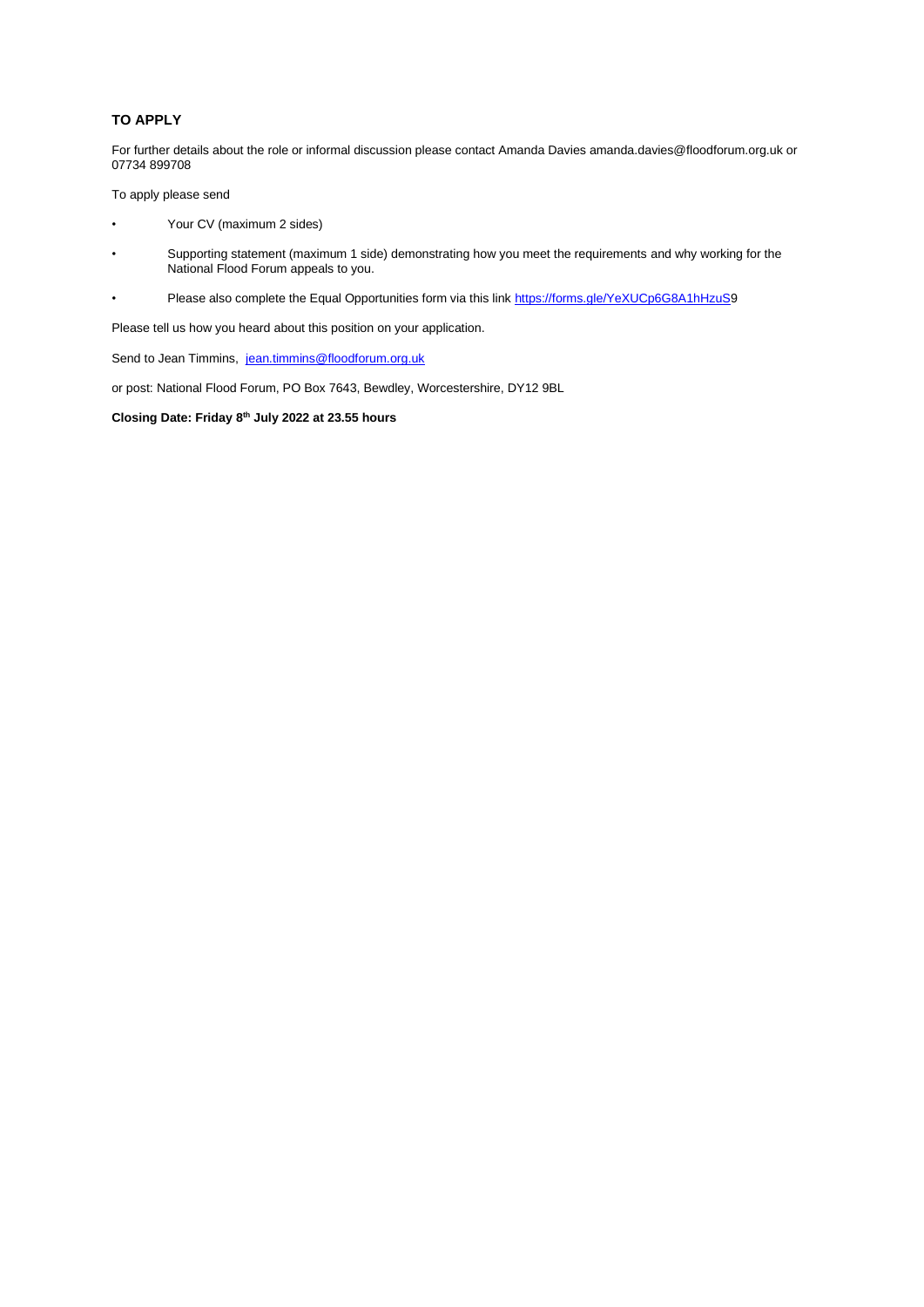## TO APPLY

For further details about the role or informal discussion please contact Amanda Davies amanda.davies@floodforum.org.uk or 07734 899708

To apply please send

- Your CV (maximum 2 sides)
- Supporting statement (maximum 1 side) demonstrating how you meet the requirements and why working for the National Flood Forum appeals to you.
- Please also complete the Equal Opportunities form via this link https://forms.gle/YeXUCp6G8A1hHzuS9

Please tell us how you heard about this position on your application.

Send to Jean Timmins, jean.timmins@floodforum.org.uk

or post: National Flood Forum, PO Box 7643, Bewdley, Worcestershire, DY12 9BL

**Closing Date: Friday 8th July 2022 at 23.55 hours**